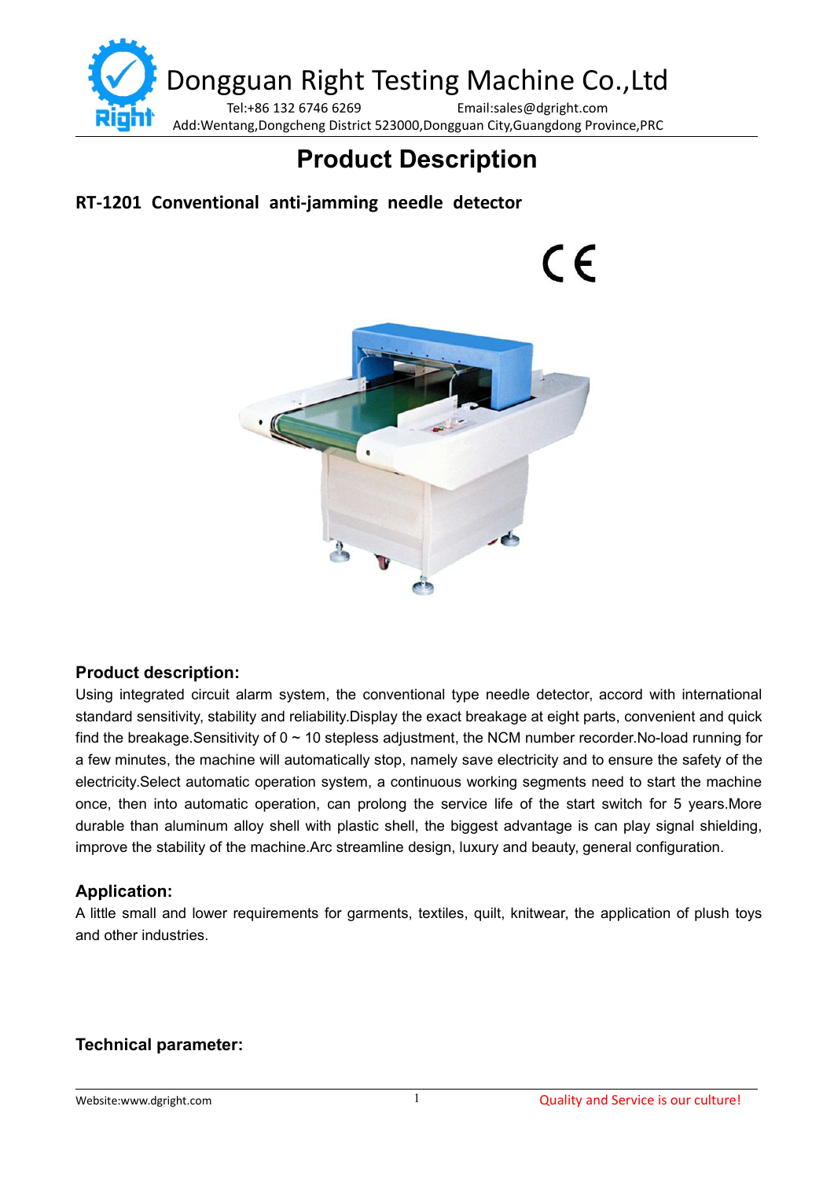Dongguan Right Testing Machine Co.,Ltd

Tel:+86 132 6746 6269 Email:sales@dgright.com

Add:Wentang,Dongcheng District 523000,Dongguan City,Guangdong Province,PRC

# Product Description

## RT-1201 Conventional anti-jamming needle detector

CE

### Product description:

Using integrated circuit alarm system, the conventional type needle detector, accord with international standard sensitivity, stability and reliability.Display the exact breakage at eight parts, convenient and quick find the breakage.Sensitivity of 0 ~ 10 stepless adjustment, the NCM number recorder.No-load running for a few minutes, the machine will automatically stop, namely save electricity and to ensure the safety of the electricity.Select automatic operation system, a continuous working segments need to start the machine once, then into automatic operation, can prolong the service life of the start switch for 5 years.More durable than aluminum alloy shell with plastic shell, the biggest advantage is can play signal shielding, improve the stability of the machine.Arc streamline design, luxury and beauty, general configuration.

### Application:

A little small and lower requirements for garments, textiles, quilt, knitwear, the application of plush toys and other industries.

### Technical parameter: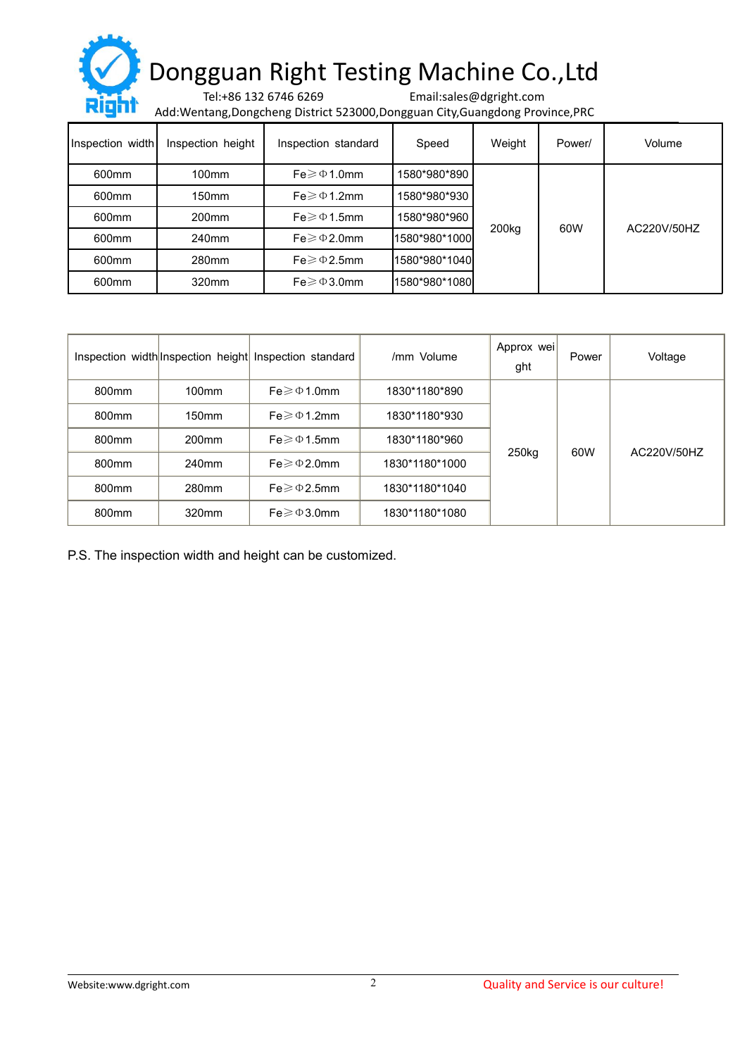# Dongguan Right Testing Machine Co.,Ltd

Tel:+86 132 6746 6269 Email:sales@dgright.com

Add:Wentang,Dongcheng District 523000,Dongguan City,Guangdong Province,PRC

| Inspection width | Inspection height | Inspection standard | Speed | Weight | Power/ | Volume |
|---|---|---|---|---|---|---|
| 600mm | 100mm | Fe≥Φ1.0mm | 1580*980*890 | 200kg | 60W | AC220V/50HZ |
| 600mm | 150mm | Fe≥Φ1.2mm | 1580*980*930 | | | |
| 600mm | 200mm | Fe≥Φ1.5mm | 1580*980*960 | | | |
| 600mm | 240mm | Fe≥Φ2.0mm | 1580*980*1000 | | | |
| 600mm | 280mm | Fe≥Φ2.5mm | 1580*980*1040 | | | |
| 600mm | 320mm | Fe≥Φ3.0mm | 1580*980*1080 | | | |

| Inspection width | Inspection height | Inspection standard | /mm Volume | Approx weight | Power | Voltage |
|---|---|---|---|---|---|---|
| 800mm | 100mm | Fe≥Φ1.0mm | 1830*1180*890 | 250kg | 60W | AC220V/50HZ |
| 800mm | 150mm | Fe≥Φ1.2mm | 1830*1180*930 | | | |
| 800mm | 200mm | Fe≥Φ1.5mm | 1830*1180*960 | | | |
| 800mm | 240mm | Fe≥Φ2.0mm | 1830*1180*1000 | | | |
| 800mm | 280mm | Fe≥Φ2.5mm | 1830*1180*1040 | | | |
| 800mm | 320mm | Fe≥Φ3.0mm | 1830*1180*1080 | | | |

P.S. The inspection width and height can be customized.

Website:www.dgright.com

Quality and Service is our culture!